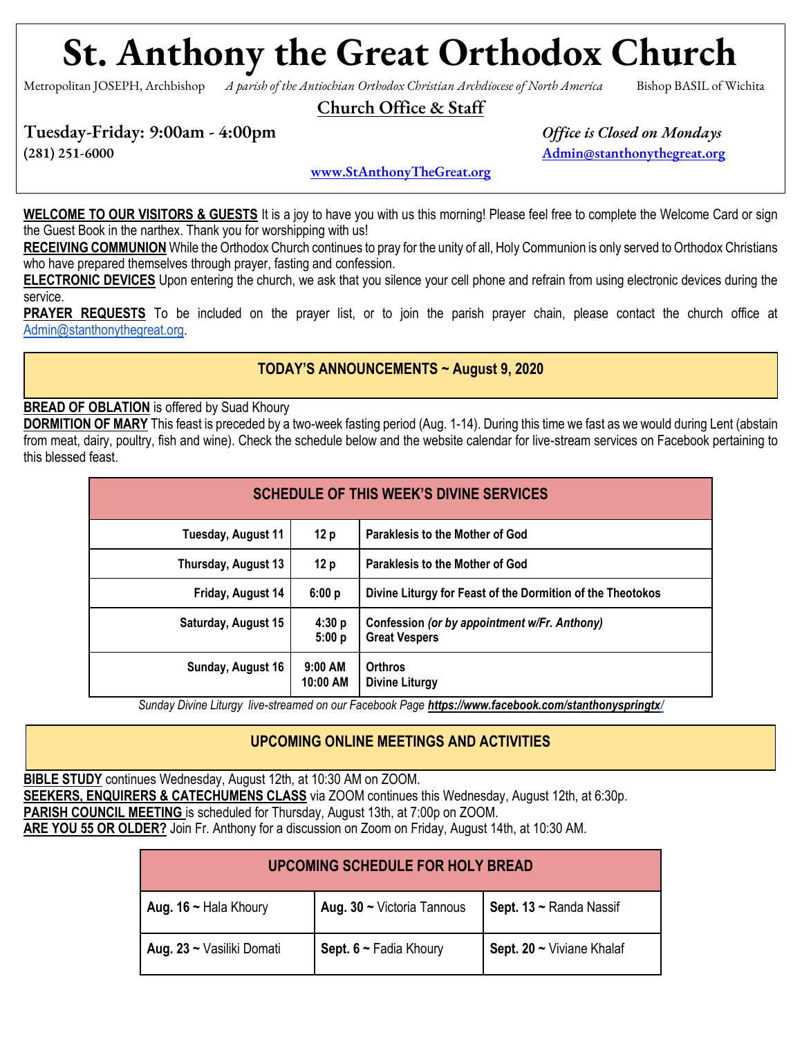# St. Anthony the Great Orthodox Church

Metropolitan JOSEPH, Archbishop *A parish of the Antiochian Orthodox Christian Archdiocese of North America* Bishop BASIL of Wichita

## Church Office & Staff

**Tuesday-Friday: 9:00am - 4:00pm** *Office is Closed on Mondays*

**(281) 251-6000** **Admin@stanthonythegreat.org**

**www.StAnthonyTheGreat.org**

**WELCOME TO OUR VISITORS & GUESTS** It is a joy to have you with us this morning! Please feel free to complete the Welcome Card or sign the Guest Book in the narthex. Thank you for worshipping with us!

**RECEIVING COMMUNION** While the Orthodox Church continues to pray for the unity of all, Holy Communion is only served to Orthodox Christians who have prepared themselves through prayer, fasting and confession.

**ELECTRONIC DEVICES** Upon entering the church, we ask that you silence your cell phone and refrain from using electronic devices during the service.

**PRAYER REQUESTS** To be included on the prayer list, or to join the parish prayer chain, please contact the church office at Admin@stanthonythegreat.org.

## TODAY'S ANNOUNCEMENTS ~ August 9, 2020

**BREAD OF OBLATION** is offered by Suad Khoury

**DORMITION OF MARY** This feast is preceded by a two-week fasting period (Aug. 1-14). During this time we fast as we would during Lent (abstain from meat, dairy, poultry, fish and wine). Check the schedule below and the website calendar for live-stream services on Facebook pertaining to this blessed feast.

| SCHEDULE OF THIS WEEK'S DIVINE SERVICES | | |
|---|---|---|
| **Tuesday, August 11** | **12 p** | **Paraklesis to the Mother of God** |
| **Thursday, August 13** | **12 p** | **Paraklesis to the Mother of God** |
| **Friday, August 14** | **6:00 p** | **Divine Liturgy for Feast of the Dormition of the Theotokos** |
| **Saturday, August 15** | **4:30 p**<br>**5:00 p** | **Confession** ***(or by appointment w/Fr. Anthony)***<br>**Great Vespers** |
| **Sunday, August 16** | **9:00 AM**<br>**10:00 AM** | **Orthros**<br>**Divine Liturgy** |

*Sunday Divine Liturgy live-streamed on our Facebook Page* ***https://www.facebook.com/stanthonyspringtx/***

## UPCOMING ONLINE MEETINGS AND ACTIVITIES

**BIBLE STUDY** continues Wednesday, August 12th, at 10:30 AM on ZOOM.

**SEEKERS, ENQUIRERS & CATECHUMENS CLASS** via ZOOM continues this Wednesday, August 12th, at 6:30p.

**PARISH COUNCIL MEETING** is scheduled for Thursday, August 13th, at 7:00p on ZOOM.

**ARE YOU 55 OR OLDER?** Join Fr. Anthony for a discussion on Zoom on Friday, August 14th, at 10:30 AM.

| UPCOMING SCHEDULE FOR HOLY BREAD | | |
|---|---|---|
| **Aug. 16 ~** Hala Khoury | **Aug. 30 ~** Victoria Tannous | **Sept. 13 ~** Randa Nassif |
| **Aug. 23 ~** Vasiliki Domati | **Sept. 6 ~** Fadia Khoury | **Sept. 20 ~** Viviane Khalaf |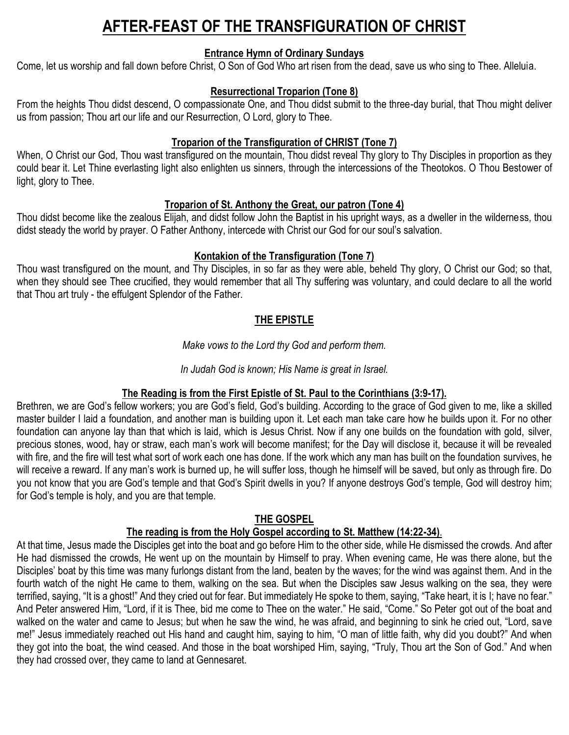# AFTER-FEAST OF THE TRANSFIGURATION OF CHRIST

### Entrance Hymn of Ordinary Sundays

Come, let us worship and fall down before Christ, O Son of God Who art risen from the dead, save us who sing to Thee. Alleluia.

### Resurrectional Troparion (Tone 8)

From the heights Thou didst descend, O compassionate One, and Thou didst submit to the three-day burial, that Thou might deliver us from passion; Thou art our life and our Resurrection, O Lord, glory to Thee.

### Troparion of the Transfiguration of CHRIST (Tone 7)

When, O Christ our God, Thou wast transfigured on the mountain, Thou didst reveal Thy glory to Thy Disciples in proportion as they could bear it. Let Thine everlasting light also enlighten us sinners, through the intercessions of the Theotokos. O Thou Bestower of light, glory to Thee.

### Troparion of St. Anthony the Great, our patron (Tone 4)

Thou didst become like the zealous Elijah, and didst follow John the Baptist in his upright ways, as a dweller in the wilderness, thou didst steady the world by prayer. O Father Anthony, intercede with Christ our God for our soul's salvation.

### Kontakion of the Transfiguration (Tone 7)

Thou wast transfigured on the mount, and Thy Disciples, in so far as they were able, beheld Thy glory, O Christ our God; so that, when they should see Thee crucified, they would remember that all Thy suffering was voluntary, and could declare to all the world that Thou art truly - the effulgent Splendor of the Father.

## THE EPISTLE

*Make vows to the Lord thy God and perform them.*

*In Judah God is known; His Name is great in Israel.*

### The Reading is from the First Epistle of St. Paul to the Corinthians (3:9-17).

Brethren, we are God's fellow workers; you are God's field, God's building. According to the grace of God given to me, like a skilled master builder I laid a foundation, and another man is building upon it. Let each man take care how he builds upon it. For no other foundation can anyone lay than that which is laid, which is Jesus Christ. Now if any one builds on the foundation with gold, silver, precious stones, wood, hay or straw, each man's work will become manifest; for the Day will disclose it, because it will be revealed with fire, and the fire will test what sort of work each one has done. If the work which any man has built on the foundation survives, he will receive a reward. If any man's work is burned up, he will suffer loss, though he himself will be saved, but only as through fire. Do you not know that you are God's temple and that God's Spirit dwells in you? If anyone destroys God's temple, God will destroy him; for God's temple is holy, and you are that temple.

## THE GOSPEL

### The reading is from the Holy Gospel according to St. Matthew (14:22-34).

At that time, Jesus made the Disciples get into the boat and go before Him to the other side, while He dismissed the crowds. And after He had dismissed the crowds, He went up on the mountain by Himself to pray. When evening came, He was there alone, but the Disciples' boat by this time was many furlongs distant from the land, beaten by the waves; for the wind was against them. And in the fourth watch of the night He came to them, walking on the sea. But when the Disciples saw Jesus walking on the sea, they were terrified, saying, "It is a ghost!" And they cried out for fear. But immediately He spoke to them, saying, "Take heart, it is I; have no fear." And Peter answered Him, "Lord, if it is Thee, bid me come to Thee on the water." He said, "Come." So Peter got out of the boat and walked on the water and came to Jesus; but when he saw the wind, he was afraid, and beginning to sink he cried out, "Lord, save me!" Jesus immediately reached out His hand and caught him, saying to him, "O man of little faith, why did you doubt?" And when they got into the boat, the wind ceased. And those in the boat worshiped Him, saying, "Truly, Thou art the Son of God." And when they had crossed over, they came to land at Gennesaret.